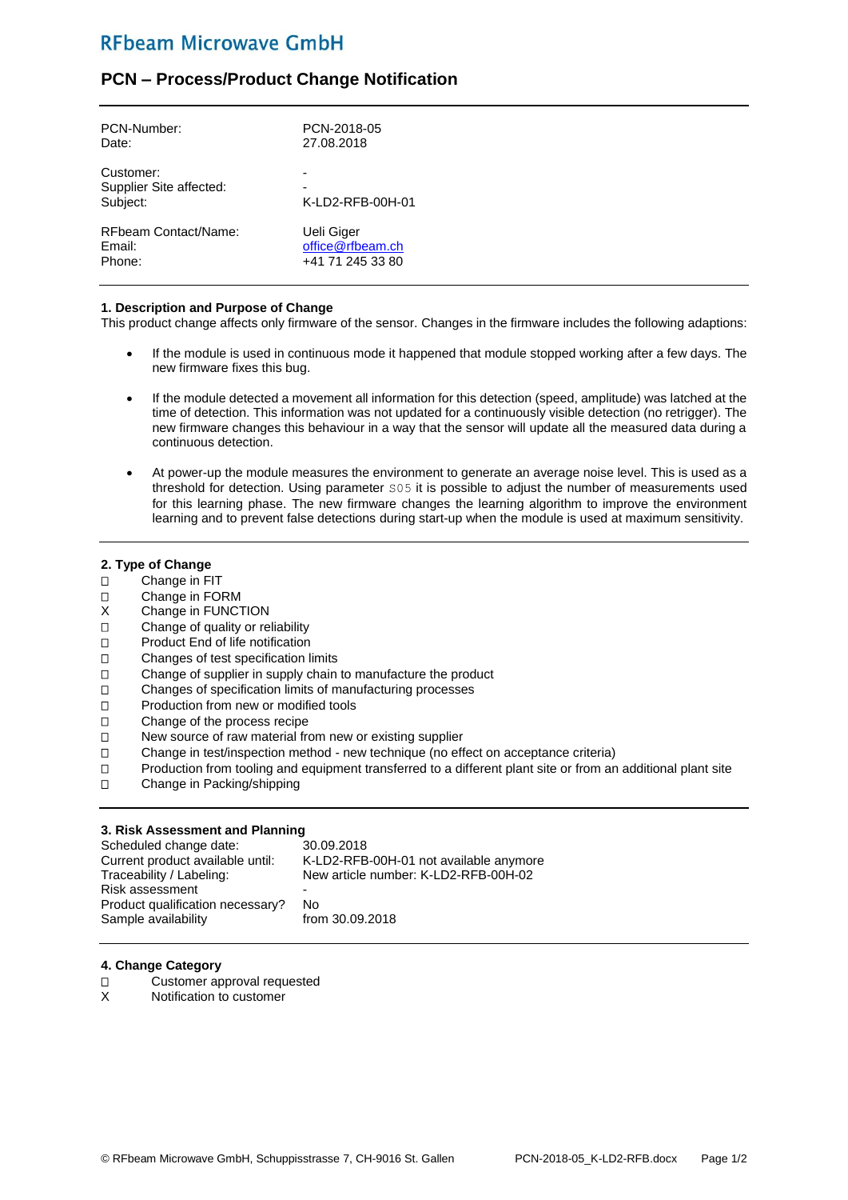# RFbeam Microwave GmbH

## PCN – Process/Product Change Notification

| | |
|---|---|
| PCN-Number: | PCN-2018-05 |
| Date: | 27.08.2018 |
| Customer: | - |
| Supplier Site affected: | - |
| Subject: | K-LD2-RFB-00H-01 |
| RFbeam Contact/Name: | Ueli Giger |
| Email: | office@rfbeam.ch |
| Phone: | +41 71 245 33 80 |

### 1. Description and Purpose of Change

This product change affects only firmware of the sensor. Changes in the firmware includes the following adaptions:

- If the module is used in continuous mode it happened that module stopped working after a few days. The new firmware fixes this bug.
- If the module detected a movement all information for this detection (speed, amplitude) was latched at the time of detection. This information was not updated for a continuously visible detection (no retrigger). The new firmware changes this behaviour in a way that the sensor will update all the measured data during a continuous detection.
- At power-up the module measures the environment to generate an average noise level. This is used as a threshold for detection. Using parameter `S05` it is possible to adjust the number of measurements used for this learning phase. The new firmware changes the learning algorithm to improve the environment learning and to prevent false detections during start-up when the module is used at maximum sensitivity.

### 2. Type of Change

- ☐ Change in FIT
- ☐ Change in FORM
- X Change in FUNCTION
- ☐ Change of quality or reliability
- ☐ Product End of life notification
- ☐ Changes of test specification limits
- ☐ Change of supplier in supply chain to manufacture the product
- ☐ Changes of specification limits of manufacturing processes
- ☐ Production from new or modified tools
- ☐ Change of the process recipe
- ☐ New source of raw material from new or existing supplier
- ☐ Change in test/inspection method - new technique (no effect on acceptance criteria)
- ☐ Production from tooling and equipment transferred to a different plant site or from an additional plant site
- ☐ Change in Packing/shipping

### 3. Risk Assessment and Planning

| | |
|---|---|
| Scheduled change date: | 30.09.2018 |
| Current product available until: | K-LD2-RFB-00H-01 not available anymore |
| Traceability / Labeling: | New article number: K-LD2-RFB-00H-02 |
| Risk assessment | - |
| Product qualification necessary? | No |
| Sample availability | from 30.09.2018 |

### 4. Change Category

- ☐ Customer approval requested
- X Notification to customer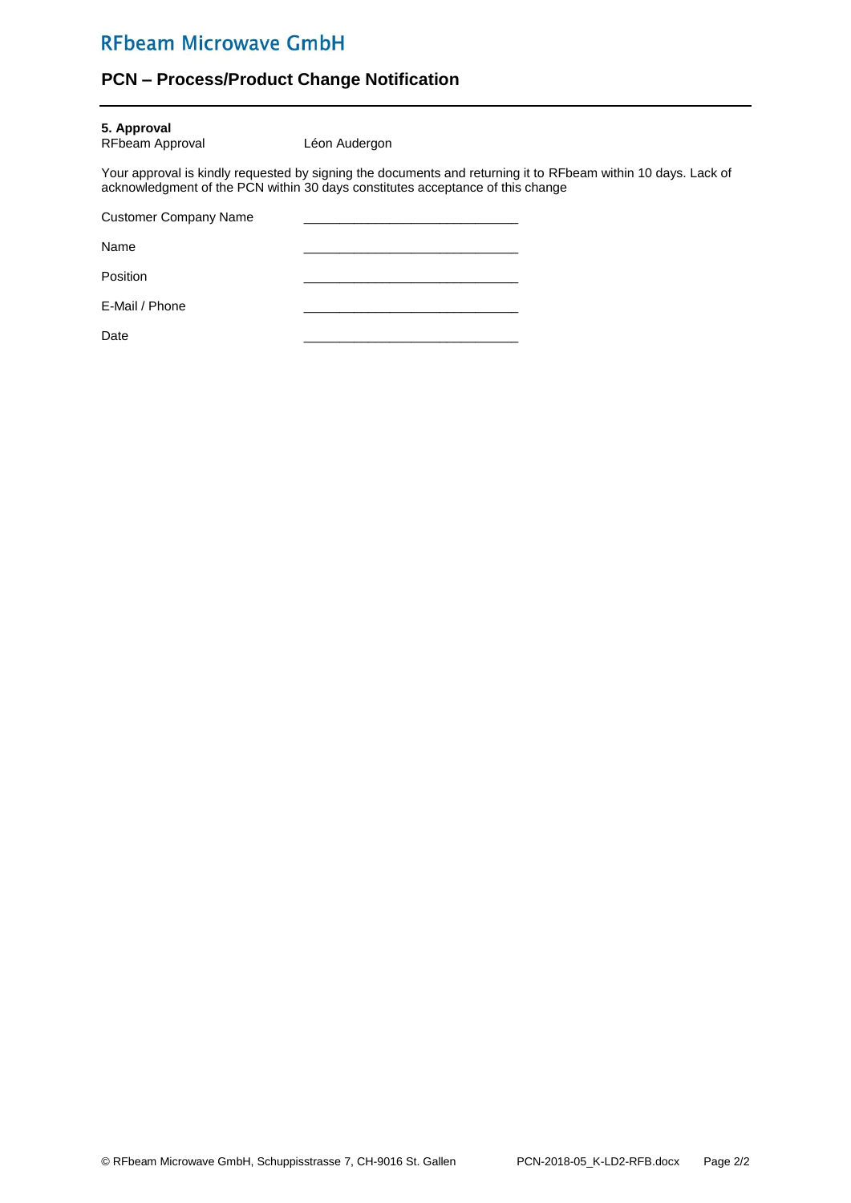**5. Approval**

RFbeam Approval Léon Audergon

Your approval is kindly requested by signing the documents and returning it to RFbeam within 10 days. Lack of acknowledgment of the PCN within 30 days constitutes acceptance of this change

| | |
|---|---|
| Customer Company Name | ______________________________ |
| Name | ______________________________ |
| Position | ______________________________ |
| E-Mail / Phone | ______________________________ |
| Date | ______________________________ |